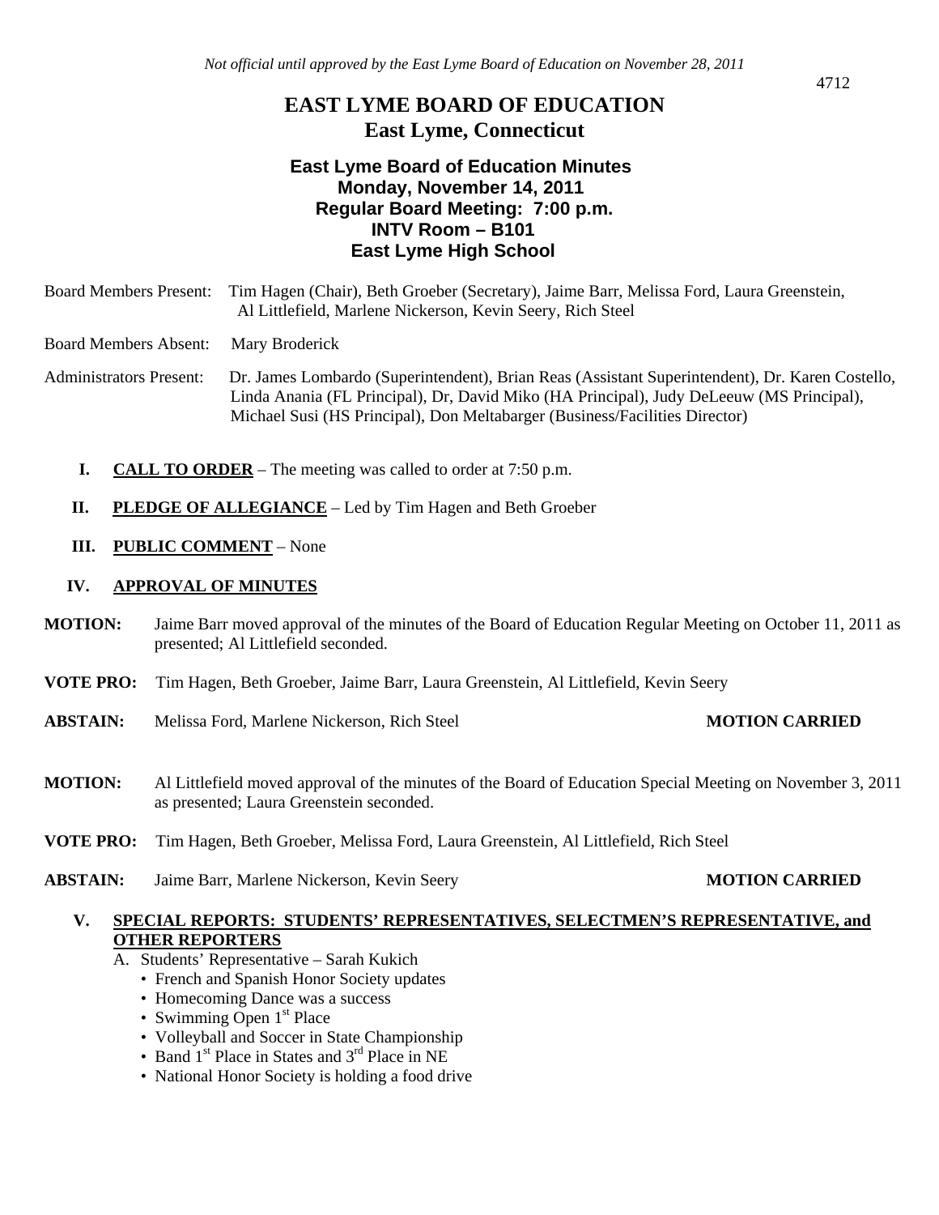*Not official until approved by the East Lyme Board of Education on November 28, 2011*

# EAST LYME BOARD OF EDUCATION
## East Lyme, Connecticut

### East Lyme Board of Education Minutes
### Monday, November 14, 2011
### Regular Board Meeting: 7:00 p.m.
### INTV Room – B101
### East Lyme High School

Board Members Present: Tim Hagen (Chair), Beth Groeber (Secretary), Jaime Barr, Melissa Ford, Laura Greenstein, Al Littlefield, Marlene Nickerson, Kevin Seery, Rich Steel

Board Members Absent: Mary Broderick

Administrators Present: Dr. James Lombardo (Superintendent), Brian Reas (Assistant Superintendent), Dr. Karen Costello, Linda Anania (FL Principal), Dr, David Miko (HA Principal), Judy DeLeeuw (MS Principal), Michael Susi (HS Principal), Don Meltabarger (Business/Facilities Director)

**I. CALL TO ORDER** – The meeting was called to order at 7:50 p.m.

**II. PLEDGE OF ALLEGIANCE** – Led by Tim Hagen and Beth Groeber

**III. PUBLIC COMMENT** – None

**IV. APPROVAL OF MINUTES**

**MOTION:** Jaime Barr moved approval of the minutes of the Board of Education Regular Meeting on October 11, 2011 as presented; Al Littlefield seconded.

**VOTE PRO:** Tim Hagen, Beth Groeber, Jaime Barr, Laura Greenstein, Al Littlefield, Kevin Seery

**ABSTAIN:** Melissa Ford, Marlene Nickerson, Rich Steel **MOTION CARRIED**

**MOTION:** Al Littlefield moved approval of the minutes of the Board of Education Special Meeting on November 3, 2011 as presented; Laura Greenstein seconded.

**VOTE PRO:** Tim Hagen, Beth Groeber, Melissa Ford, Laura Greenstein, Al Littlefield, Rich Steel

**ABSTAIN:** Jaime Barr, Marlene Nickerson, Kevin Seery **MOTION CARRIED**

**V. SPECIAL REPORTS: STUDENTS' REPRESENTATIVES, SELECTMEN'S REPRESENTATIVE, and OTHER REPORTERS**

A. Students' Representative – Sarah Kukich
- French and Spanish Honor Society updates
- Homecoming Dance was a success
- Swimming Open 1st Place
- Volleyball and Soccer in State Championship
- Band 1st Place in States and 3rd Place in NE
- National Honor Society is holding a food drive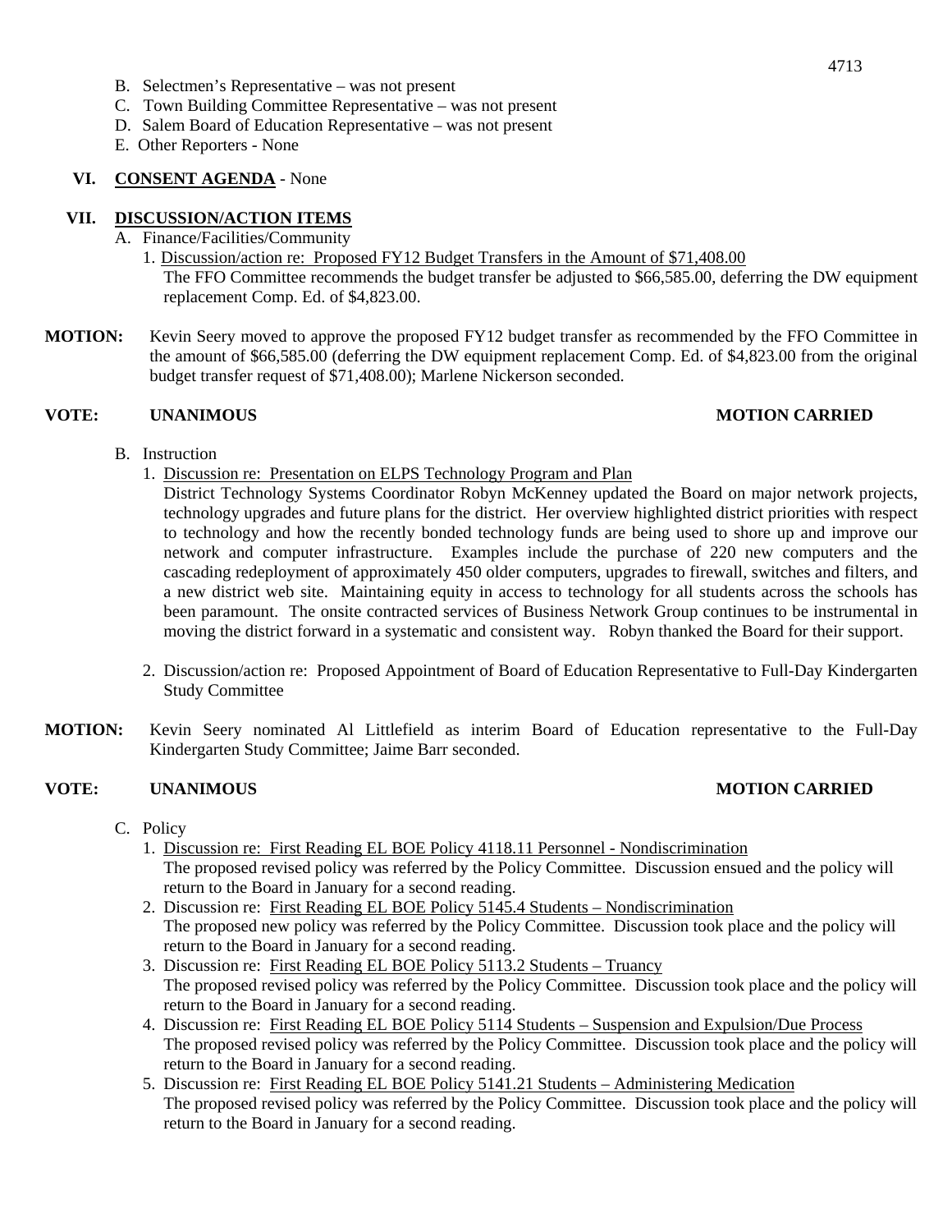B. Selectmen's Representative – was not present
C. Town Building Committee Representative – was not present
D. Salem Board of Education Representative – was not present
E. Other Reporters - None

## VI. **CONSENT AGENDA** - None

## VII. **DISCUSSION/ACTION ITEMS**

A. Finance/Facilities/Community

1. Discussion/action re: Proposed FY12 Budget Transfers in the Amount of $71,408.00
   The FFO Committee recommends the budget transfer be adjusted to $66,585.00, deferring the DW equipment replacement Comp. Ed. of $4,823.00.

**MOTION:** Kevin Seery moved to approve the proposed FY12 budget transfer as recommended by the FFO Committee in the amount of $66,585.00 (deferring the DW equipment replacement Comp. Ed. of $4,823.00 from the original budget transfer request of $71,408.00); Marlene Nickerson seconded.

**VOTE: UNANIMOUS MOTION CARRIED**

B. Instruction

1. Discussion re: Presentation on ELPS Technology Program and Plan
   District Technology Systems Coordinator Robyn McKenney updated the Board on major network projects, technology upgrades and future plans for the district. Her overview highlighted district priorities with respect to technology and how the recently bonded technology funds are being used to shore up and improve our network and computer infrastructure. Examples include the purchase of 220 new computers and the cascading redeployment of approximately 450 older computers, upgrades to firewall, switches and filters, and a new district web site. Maintaining equity in access to technology for all students across the schools has been paramount. The onsite contracted services of Business Network Group continues to be instrumental in moving the district forward in a systematic and consistent way. Robyn thanked the Board for their support.

2. Discussion/action re: Proposed Appointment of Board of Education Representative to Full-Day Kindergarten Study Committee

**MOTION:** Kevin Seery nominated Al Littlefield as interim Board of Education representative to the Full-Day Kindergarten Study Committee; Jaime Barr seconded.

**VOTE: UNANIMOUS MOTION CARRIED**

C. Policy

1. Discussion re: First Reading EL BOE Policy 4118.11 Personnel - Nondiscrimination
   The proposed revised policy was referred by the Policy Committee. Discussion ensued and the policy will return to the Board in January for a second reading.
2. Discussion re: First Reading EL BOE Policy 5145.4 Students – Nondiscrimination
   The proposed new policy was referred by the Policy Committee. Discussion took place and the policy will return to the Board in January for a second reading.
3. Discussion re: First Reading EL BOE Policy 5113.2 Students – Truancy
   The proposed revised policy was referred by the Policy Committee. Discussion took place and the policy will return to the Board in January for a second reading.
4. Discussion re: First Reading EL BOE Policy 5114 Students – Suspension and Expulsion/Due Process
   The proposed revised policy was referred by the Policy Committee. Discussion took place and the policy will return to the Board in January for a second reading.
5. Discussion re: First Reading EL BOE Policy 5141.21 Students – Administering Medication
   The proposed revised policy was referred by the Policy Committee. Discussion took place and the policy will return to the Board in January for a second reading.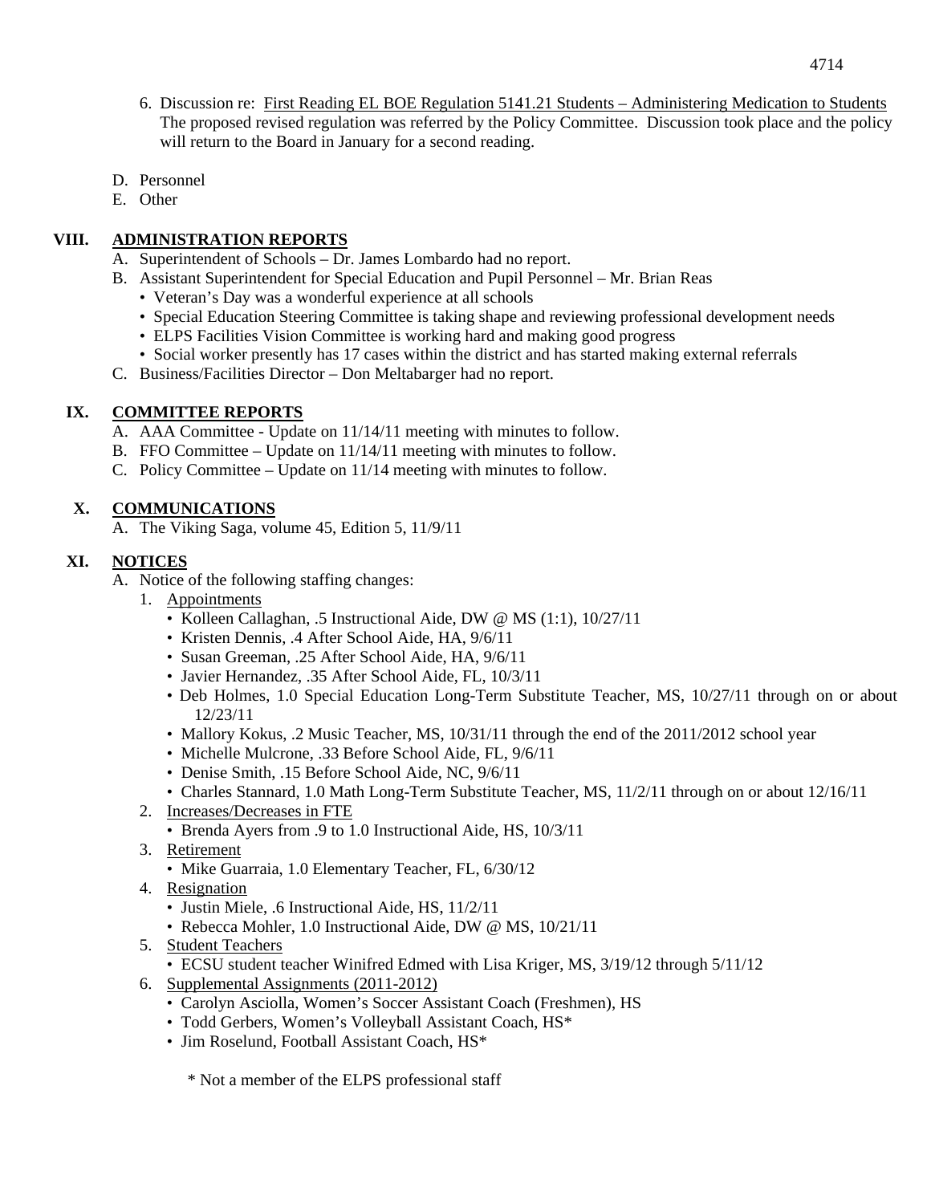6. Discussion re: First Reading EL BOE Regulation 5141.21 Students – Administering Medication to Students
   The proposed revised regulation was referred by the Policy Committee. Discussion took place and the policy will return to the Board in January for a second reading.

D. Personnel
E. Other

## VIII. ADMINISTRATION REPORTS

A. Superintendent of Schools – Dr. James Lombardo had no report.
B. Assistant Superintendent for Special Education and Pupil Personnel – Mr. Brian Reas
   - Veteran's Day was a wonderful experience at all schools
   - Special Education Steering Committee is taking shape and reviewing professional development needs
   - ELPS Facilities Vision Committee is working hard and making good progress
   - Social worker presently has 17 cases within the district and has started making external referrals
C. Business/Facilities Director – Don Meltabarger had no report.

## IX. COMMITTEE REPORTS

A. AAA Committee - Update on 11/14/11 meeting with minutes to follow.
B. FFO Committee – Update on 11/14/11 meeting with minutes to follow.
C. Policy Committee – Update on 11/14 meeting with minutes to follow.

## X. COMMUNICATIONS

A. The Viking Saga, volume 45, Edition 5, 11/9/11

## XI. NOTICES

A. Notice of the following staffing changes:
   1. Appointments
      - Kolleen Callaghan, .5 Instructional Aide, DW @ MS (1:1), 10/27/11
      - Kristen Dennis, .4 After School Aide, HA, 9/6/11
      - Susan Greeman, .25 After School Aide, HA, 9/6/11
      - Javier Hernandez, .35 After School Aide, FL, 10/3/11
      - Deb Holmes, 1.0 Special Education Long-Term Substitute Teacher, MS, 10/27/11 through on or about 12/23/11
      - Mallory Kokus, .2 Music Teacher, MS, 10/31/11 through the end of the 2011/2012 school year
      - Michelle Mulcrone, .33 Before School Aide, FL, 9/6/11
      - Denise Smith, .15 Before School Aide, NC, 9/6/11
      - Charles Stannard, 1.0 Math Long-Term Substitute Teacher, MS, 11/2/11 through on or about 12/16/11
   2. Increases/Decreases in FTE
      - Brenda Ayers from .9 to 1.0 Instructional Aide, HS, 10/3/11
   3. Retirement
      - Mike Guarraia, 1.0 Elementary Teacher, FL, 6/30/12
   4. Resignation
      - Justin Miele, .6 Instructional Aide, HS, 11/2/11
      - Rebecca Mohler, 1.0 Instructional Aide, DW @ MS, 10/21/11
   5. Student Teachers
      - ECSU student teacher Winifred Edmed with Lisa Kriger, MS, 3/19/12 through 5/11/12
   6. Supplemental Assignments (2011-2012)
      - Carolyn Asciolla, Women's Soccer Assistant Coach (Freshmen), HS
      - Todd Gerbers, Women's Volleyball Assistant Coach, HS*
      - Jim Roselund, Football Assistant Coach, HS*

      * Not a member of the ELPS professional staff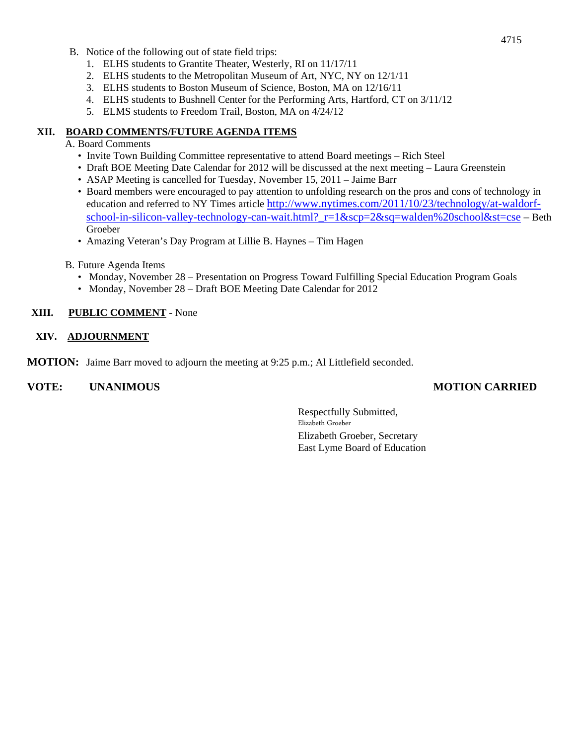B. Notice of the following out of state field trips:

1. ELHS students to Grantite Theater, Westerly, RI on 11/17/11
2. ELHS students to the Metropolitan Museum of Art, NYC, NY on 12/1/11
3. ELHS students to Boston Museum of Science, Boston, MA on 12/16/11
4. ELHS students to Bushnell Center for the Performing Arts, Hartford, CT on 3/11/12
5. ELMS students to Freedom Trail, Boston, MA on 4/24/12

## XII. BOARD COMMENTS/FUTURE AGENDA ITEMS

A. Board Comments

- Invite Town Building Committee representative to attend Board meetings – Rich Steel
- Draft BOE Meeting Date Calendar for 2012 will be discussed at the next meeting – Laura Greenstein
- ASAP Meeting is cancelled for Tuesday, November 15, 2011 – Jaime Barr
- Board members were encouraged to pay attention to unfolding research on the pros and cons of technology in education and referred to NY Times article http://www.nytimes.com/2011/10/23/technology/at-waldorf-school-in-silicon-valley-technology-can-wait.html?_r=1&scp=2&sq=walden%20school&st=cse – Beth Groeber
- Amazing Veteran's Day Program at Lillie B. Haynes – Tim Hagen

B. Future Agenda Items

- Monday, November 28 – Presentation on Progress Toward Fulfilling Special Education Program Goals
- Monday, November 28 – Draft BOE Meeting Date Calendar for 2012

## XIII. PUBLIC COMMENT - None

## XIV. ADJOURNMENT

**MOTION:** Jaime Barr moved to adjourn the meeting at 9:25 p.m.; Al Littlefield seconded.

**VOTE: UNANIMOUS** **MOTION CARRIED**

Respectfully Submitted,
Elizabeth Groeber
Elizabeth Groeber, Secretary
East Lyme Board of Education